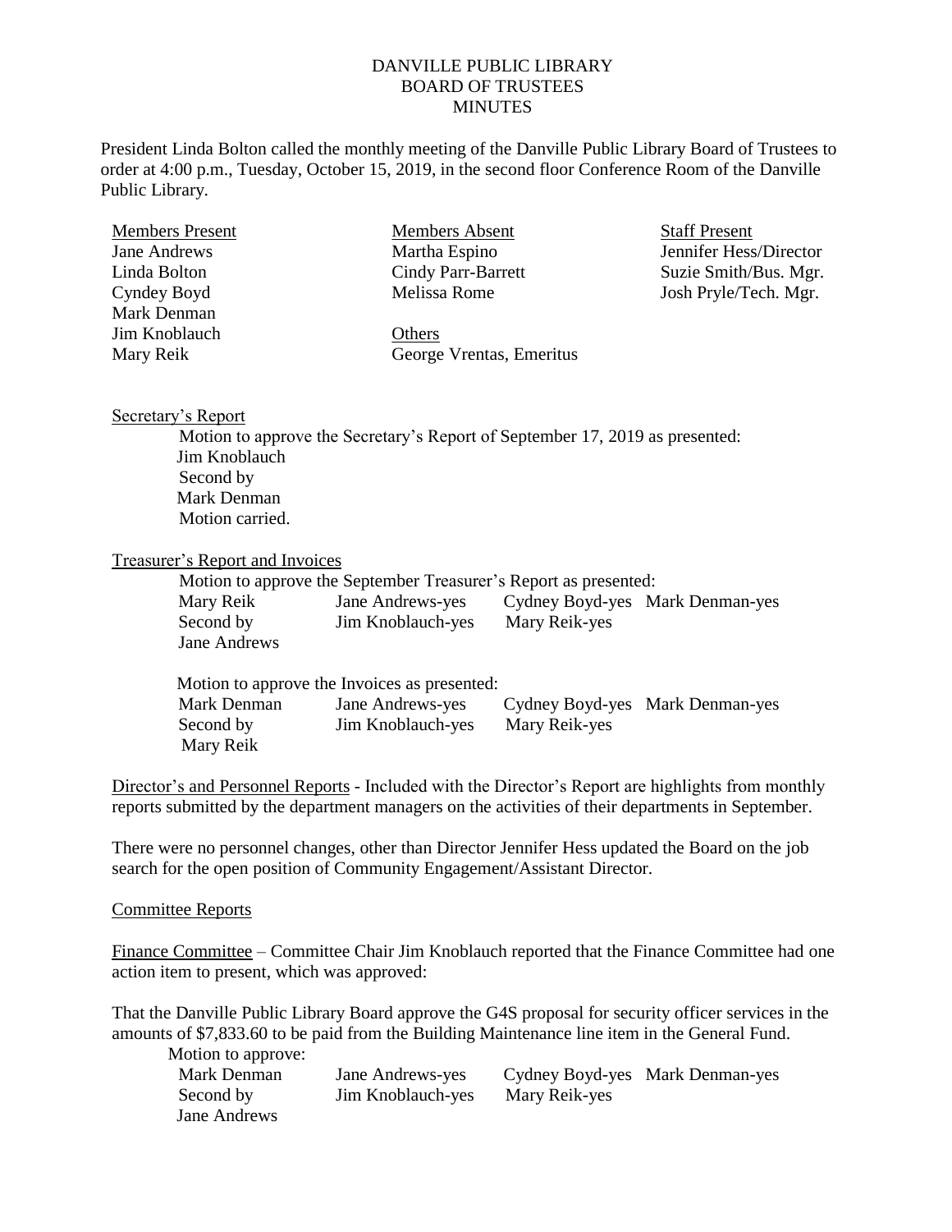# DANVILLE PUBLIC LIBRARY
## BOARD OF TRUSTEES
## MINUTES

President Linda Bolton called the monthly meeting of the Danville Public Library Board of Trustees to order at 4:00 p.m., Tuesday, October 15, 2019, in the second floor Conference Room of the Danville Public Library.

| Members Present | Members Absent | Staff Present |
|---|---|---|
| Jane Andrews | Martha Espino | Jennifer Hess/Director |
| Linda Bolton | Cindy Parr-Barrett | Suzie Smith/Bus. Mgr. |
| Cyndey Boyd | Melissa Rome | Josh Pryle/Tech. Mgr. |
| Mark Denman | | |
| Jim Knoblauch | Others | |
| Mary Reik | George Vrentas, Emeritus | |

Secretary's Report

Motion to approve the Secretary's Report of September 17, 2019 as presented:
Jim Knoblauch
Second by
Mark Denman
Motion carried.

Treasurer's Report and Invoices

Motion to approve the September Treasurer's Report as presented:

| | | | |
|---|---|---|---|
| Mary Reik | Jane Andrews-yes | Cydney Boyd-yes | Mark Denman-yes |
| Second by | Jim Knoblauch-yes | Mary Reik-yes | |
| Jane Andrews | | | |

Motion to approve the Invoices as presented:

| | | | |
|---|---|---|---|
| Mark Denman | Jane Andrews-yes | Cydney Boyd-yes | Mark Denman-yes |
| Second by | Jim Knoblauch-yes | Mary Reik-yes | |
| Mary Reik | | | |

Director's and Personnel Reports - Included with the Director's Report are highlights from monthly reports submitted by the department managers on the activities of their departments in September.

There were no personnel changes, other than Director Jennifer Hess updated the Board on the job search for the open position of Community Engagement/Assistant Director.

Committee Reports

Finance Committee – Committee Chair Jim Knoblauch reported that the Finance Committee had one action item to present, which was approved:

That the Danville Public Library Board approve the G4S proposal for security officer services in the amounts of $7,833.60 to be paid from the Building Maintenance line item in the General Fund.

Motion to approve:

| | | | |
|---|---|---|---|
| Mark Denman | Jane Andrews-yes | Cydney Boyd-yes | Mark Denman-yes |
| Second by | Jim Knoblauch-yes | Mary Reik-yes | |
| Jane Andrews | | | |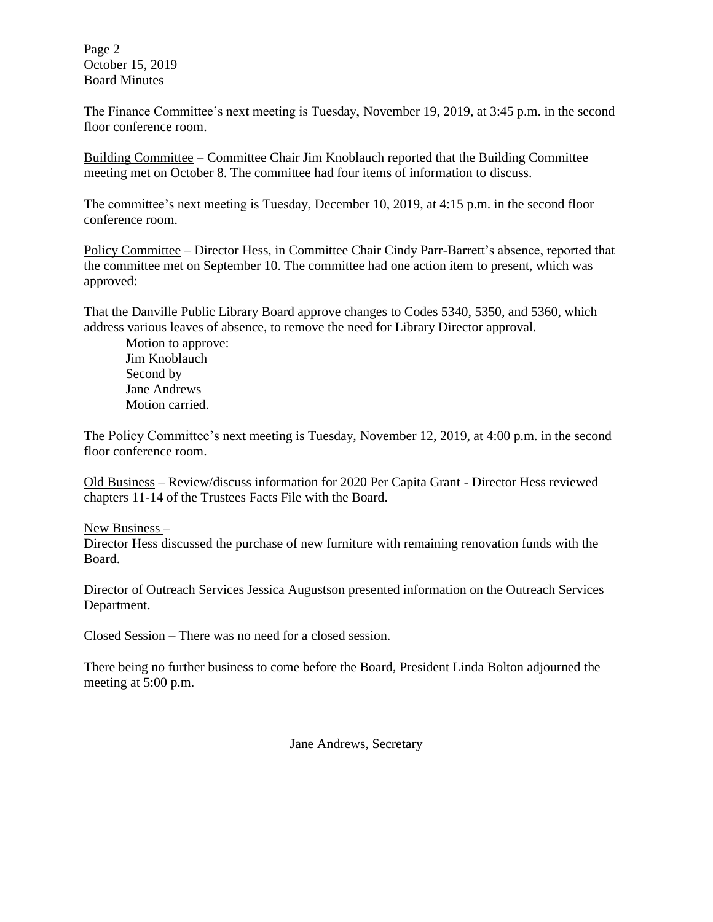The Finance Committee's next meeting is Tuesday, November 19, 2019, at 3:45 p.m. in the second floor conference room.

Building Committee – Committee Chair Jim Knoblauch reported that the Building Committee meeting met on October 8. The committee had four items of information to discuss.

The committee's next meeting is Tuesday, December 10, 2019, at 4:15 p.m. in the second floor conference room.

Policy Committee – Director Hess, in Committee Chair Cindy Parr-Barrett's absence, reported that the committee met on September 10. The committee had one action item to present, which was approved:

That the Danville Public Library Board approve changes to Codes 5340, 5350, and 5360, which address various leaves of absence, to remove the need for Library Director approval.

Motion to approve:
Jim Knoblauch
Second by
Jane Andrews
Motion carried.

The Policy Committee's next meeting is Tuesday, November 12, 2019, at 4:00 p.m. in the second floor conference room.

Old Business – Review/discuss information for 2020 Per Capita Grant - Director Hess reviewed chapters 11-14 of the Trustees Facts File with the Board.

New Business –

Director Hess discussed the purchase of new furniture with remaining renovation funds with the Board.

Director of Outreach Services Jessica Augustson presented information on the Outreach Services Department.

Closed Session – There was no need for a closed session.

There being no further business to come before the Board, President Linda Bolton adjourned the meeting at 5:00 p.m.

Jane Andrews, Secretary